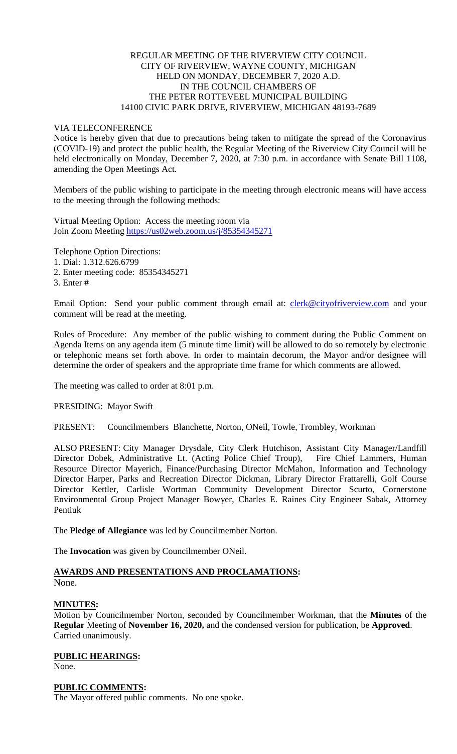# REGULAR MEETING OF THE RIVERVIEW CITY COUNCIL
# CITY OF RIVERVIEW, WAYNE COUNTY, MICHIGAN
# HELD ON MONDAY, DECEMBER 7, 2020 A.D.
# IN THE COUNCIL CHAMBERS OF
# THE PETER ROTTEVEEL MUNICIPAL BUILDING
# 14100 CIVIC PARK DRIVE, RIVERVIEW, MICHIGAN 48193-7689

VIA TELECONFERENCE

Notice is hereby given that due to precautions being taken to mitigate the spread of the Coronavirus (COVID-19) and protect the public health, the Regular Meeting of the Riverview City Council will be held electronically on Monday, December 7, 2020, at 7:30 p.m. in accordance with Senate Bill 1108, amending the Open Meetings Act.

Members of the public wishing to participate in the meeting through electronic means will have access to the meeting through the following methods:

Virtual Meeting Option: Access the meeting room via
Join Zoom Meeting https://us02web.zoom.us/j/85354345271

Telephone Option Directions:
1. Dial: 1.312.626.6799
2. Enter meeting code: 85354345271
3. Enter **#**

Email Option: Send your public comment through email at: clerk@cityofriverview.com and your comment will be read at the meeting.

Rules of Procedure: Any member of the public wishing to comment during the Public Comment on Agenda Items on any agenda item (5 minute time limit) will be allowed to do so remotely by electronic or telephonic means set forth above. In order to maintain decorum, the Mayor and/or designee will determine the order of speakers and the appropriate time frame for which comments are allowed.

The meeting was called to order at 8:01 p.m.

PRESIDING: Mayor Swift

PRESENT: Councilmembers Blanchette, Norton, ONeil, Towle, Trombley, Workman

ALSO PRESENT: City Manager Drysdale, City Clerk Hutchison, Assistant City Manager/Landfill Director Dobek, Administrative Lt. (Acting Police Chief Troup), Fire Chief Lammers, Human Resource Director Mayerich, Finance/Purchasing Director McMahon, Information and Technology Director Harper, Parks and Recreation Director Dickman, Library Director Frattarelli, Golf Course Director Kettler, Carlisle Wortman Community Development Director Scurto, Cornerstone Environmental Group Project Manager Bowyer, Charles E. Raines City Engineer Sabak, Attorney Pentiuk

The **Pledge of Allegiance** was led by Councilmember Norton.

The **Invocation** was given by Councilmember ONeil.

## AWARDS AND PRESENTATIONS AND PROCLAMATIONS:

None.

## MINUTES:

Motion by Councilmember Norton, seconded by Councilmember Workman, that the **Minutes** of the **Regular** Meeting of **November 16, 2020,** and the condensed version for publication, be **Approved**. Carried unanimously.

## PUBLIC HEARINGS:

None.

## PUBLIC COMMENTS:

The Mayor offered public comments. No one spoke.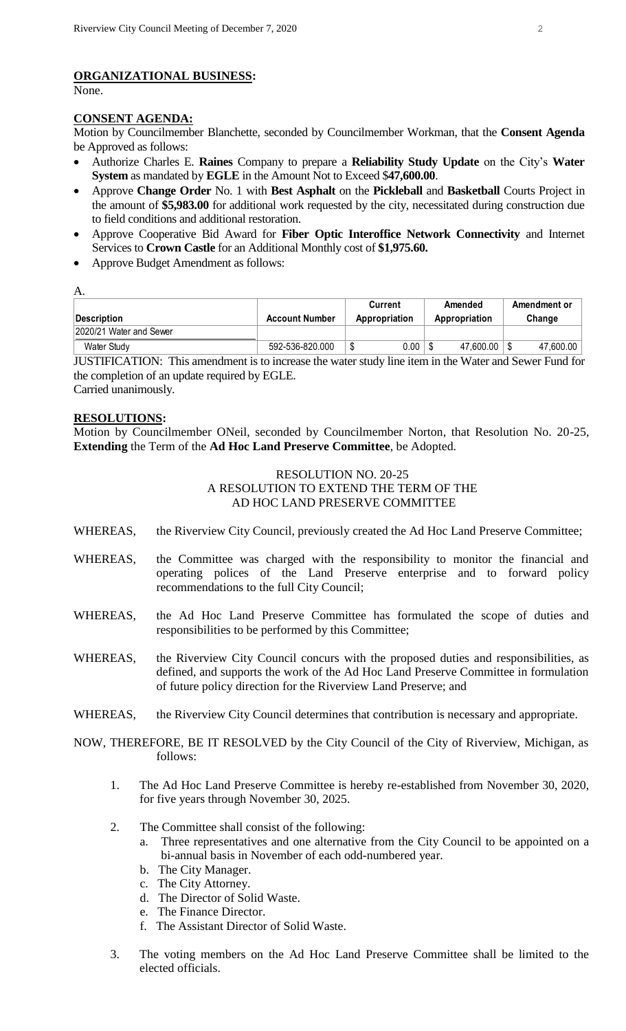## **ORGANIZATIONAL BUSINESS:**

None.

## **CONSENT AGENDA:**

Motion by Councilmember Blanchette, seconded by Councilmember Workman, that the **Consent Agenda** be Approved as follows:

- Authorize Charles E. **Raines** Company to prepare a **Reliability Study Update** on the City's **Water System** as mandated by **EGLE** in the Amount Not to Exceed $**47,600.00**.
- Approve **Change Order** No. 1 with **Best Asphalt** on the **Pickleball** and **Basketball** Courts Project in the amount of **$5,983.00** for additional work requested by the city, necessitated during construction due to field conditions and additional restoration.
- Approve Cooperative Bid Award for **Fiber Optic Interoffice Network Connectivity** and Internet Services to **Crown Castle** for an Additional Monthly cost of **$1,975.60.**
- Approve Budget Amendment as follows:

A.

| Description | Account Number | Current Appropriation | Amended Appropriation | Amendment or Change |
|---|---|---|---|---|
| 2020/21 Water and Sewer | | | | |
| Water Study | 592-536-820.000 | $ 0.00 | $ 47,600.00 | $ 47,600.00 |

JUSTIFICATION: This amendment is to increase the water study line item in the Water and Sewer Fund for the completion of an update required by EGLE.

Carried unanimously.

## **RESOLUTIONS:**

Motion by Councilmember ONeil, seconded by Councilmember Norton, that Resolution No. 20-25, **Extending** the Term of the **Ad Hoc Land Preserve Committee**, be Adopted.

RESOLUTION NO. 20-25
A RESOLUTION TO EXTEND THE TERM OF THE
AD HOC LAND PRESERVE COMMITTEE

WHEREAS, the Riverview City Council, previously created the Ad Hoc Land Preserve Committee;

WHEREAS, the Committee was charged with the responsibility to monitor the financial and operating polices of the Land Preserve enterprise and to forward policy recommendations to the full City Council;

WHEREAS, the Ad Hoc Land Preserve Committee has formulated the scope of duties and responsibilities to be performed by this Committee;

WHEREAS, the Riverview City Council concurs with the proposed duties and responsibilities, as defined, and supports the work of the Ad Hoc Land Preserve Committee in formulation of future policy direction for the Riverview Land Preserve; and

WHEREAS, the Riverview City Council determines that contribution is necessary and appropriate.

NOW, THEREFORE, BE IT RESOLVED by the City Council of the City of Riverview, Michigan, as follows:

1. The Ad Hoc Land Preserve Committee is hereby re-established from November 30, 2020, for five years through November 30, 2025.
2. The Committee shall consist of the following:
   a. Three representatives and one alternative from the City Council to be appointed on a bi-annual basis in November of each odd-numbered year.
   b. The City Manager.
   c. The City Attorney.
   d. The Director of Solid Waste.
   e. The Finance Director.
   f. The Assistant Director of Solid Waste.
3. The voting members on the Ad Hoc Land Preserve Committee shall be limited to the elected officials.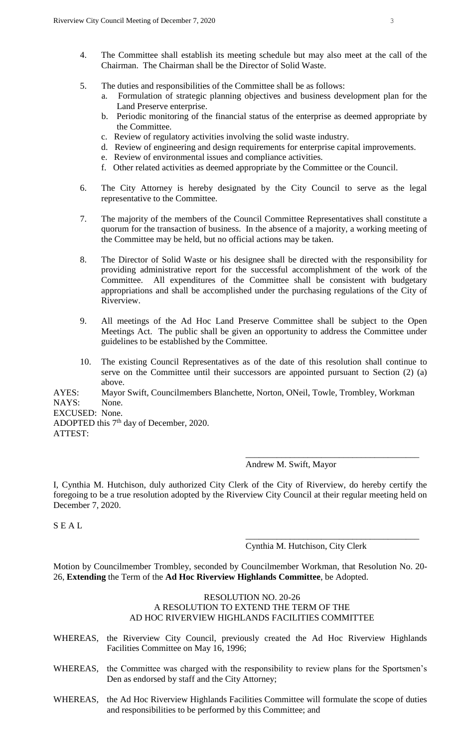4. The Committee shall establish its meeting schedule but may also meet at the call of the Chairman. The Chairman shall be the Director of Solid Waste.

5. The duties and responsibilities of the Committee shall be as follows:
   a. Formulation of strategic planning objectives and business development plan for the Land Preserve enterprise.
   b. Periodic monitoring of the financial status of the enterprise as deemed appropriate by the Committee.
   c. Review of regulatory activities involving the solid waste industry.
   d. Review of engineering and design requirements for enterprise capital improvements.
   e. Review of environmental issues and compliance activities.
   f. Other related activities as deemed appropriate by the Committee or the Council.

6. The City Attorney is hereby designated by the City Council to serve as the legal representative to the Committee.

7. The majority of the members of the Council Committee Representatives shall constitute a quorum for the transaction of business. In the absence of a majority, a working meeting of the Committee may be held, but no official actions may be taken.

8. The Director of Solid Waste or his designee shall be directed with the responsibility for providing administrative report for the successful accomplishment of the work of the Committee. All expenditures of the Committee shall be consistent with budgetary appropriations and shall be accomplished under the purchasing regulations of the City of Riverview.

9. All meetings of the Ad Hoc Land Preserve Committee shall be subject to the Open Meetings Act. The public shall be given an opportunity to address the Committee under guidelines to be established by the Committee.

10. The existing Council Representatives as of the date of this resolution shall continue to serve on the Committee until their successors are appointed pursuant to Section (2) (a) above.

AYES: Mayor Swift, Councilmembers Blanchette, Norton, ONeil, Towle, Trombley, Workman
NAYS: None.
EXCUSED: None.
ADOPTED this 7th day of December, 2020.
ATTEST:

\_\_\_\_\_\_\_\_\_\_\_\_\_\_\_\_\_\_\_\_\_\_\_\_\_\_\_\_\_\_\_\_\_\_\_\_\_\_\_\_
Andrew M. Swift, Mayor

I, Cynthia M. Hutchison, duly authorized City Clerk of the City of Riverview, do hereby certify the foregoing to be a true resolution adopted by the Riverview City Council at their regular meeting held on December 7, 2020.

S E A L

\_\_\_\_\_\_\_\_\_\_\_\_\_\_\_\_\_\_\_\_\_\_\_\_\_\_\_\_\_\_\_\_\_\_\_\_\_\_\_\_
Cynthia M. Hutchison, City Clerk

Motion by Councilmember Trombley, seconded by Councilmember Workman, that Resolution No. 20-26, **Extending** the Term of the **Ad Hoc Riverview Highlands Committee**, be Adopted.

RESOLUTION NO. 20-26
A RESOLUTION TO EXTEND THE TERM OF THE
AD HOC RIVERVIEW HIGHLANDS FACILITIES COMMITTEE

WHEREAS, the Riverview City Council, previously created the Ad Hoc Riverview Highlands Facilities Committee on May 16, 1996;

WHEREAS, the Committee was charged with the responsibility to review plans for the Sportsmen's Den as endorsed by staff and the City Attorney;

WHEREAS, the Ad Hoc Riverview Highlands Facilities Committee will formulate the scope of duties and responsibilities to be performed by this Committee; and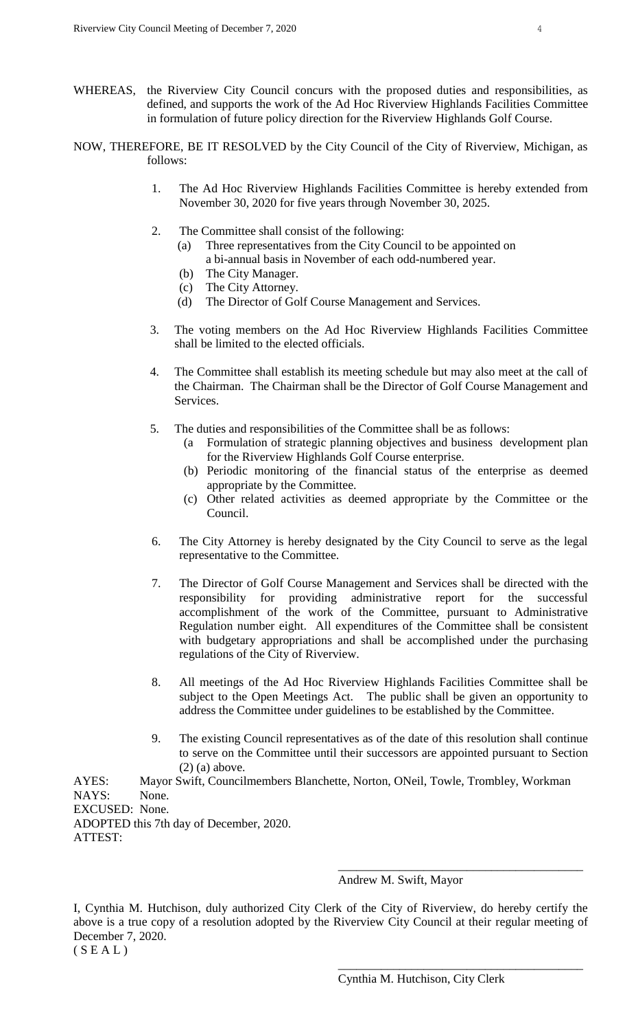WHEREAS, the Riverview City Council concurs with the proposed duties and responsibilities, as defined, and supports the work of the Ad Hoc Riverview Highlands Facilities Committee in formulation of future policy direction for the Riverview Highlands Golf Course.

NOW, THEREFORE, BE IT RESOLVED by the City Council of the City of Riverview, Michigan, as follows:

1. The Ad Hoc Riverview Highlands Facilities Committee is hereby extended from November 30, 2020 for five years through November 30, 2025.

2. The Committee shall consist of the following:
   (a) Three representatives from the City Council to be appointed on a bi-annual basis in November of each odd-numbered year.
   (b) The City Manager.
   (c) The City Attorney.
   (d) The Director of Golf Course Management and Services.

3. The voting members on the Ad Hoc Riverview Highlands Facilities Committee shall be limited to the elected officials.

4. The Committee shall establish its meeting schedule but may also meet at the call of the Chairman. The Chairman shall be the Director of Golf Course Management and Services.

5. The duties and responsibilities of the Committee shall be as follows:
   (a Formulation of strategic planning objectives and business development plan for the Riverview Highlands Golf Course enterprise.
   (b) Periodic monitoring of the financial status of the enterprise as deemed appropriate by the Committee.
   (c) Other related activities as deemed appropriate by the Committee or the Council.

6. The City Attorney is hereby designated by the City Council to serve as the legal representative to the Committee.

7. The Director of Golf Course Management and Services shall be directed with the responsibility for providing administrative report for the successful accomplishment of the work of the Committee, pursuant to Administrative Regulation number eight. All expenditures of the Committee shall be consistent with budgetary appropriations and shall be accomplished under the purchasing regulations of the City of Riverview.

8. All meetings of the Ad Hoc Riverview Highlands Facilities Committee shall be subject to the Open Meetings Act. The public shall be given an opportunity to address the Committee under guidelines to be established by the Committee.

9. The existing Council representatives as of the date of this resolution shall continue to serve on the Committee until their successors are appointed pursuant to Section (2) (a) above.

AYES: Mayor Swift, Councilmembers Blanchette, Norton, ONeil, Towle, Trombley, Workman
NAYS: None.
EXCUSED: None.
ADOPTED this 7th day of December, 2020.
ATTEST:

\_\_\_\_\_\_\_\_\_\_\_\_\_\_\_\_\_\_\_\_\_\_\_\_\_\_\_\_\_\_\_\_\_\_\_\_\_\_\_\_
Andrew M. Swift, Mayor

I, Cynthia M. Hutchison, duly authorized City Clerk of the City of Riverview, do hereby certify the above is a true copy of a resolution adopted by the Riverview City Council at their regular meeting of December 7, 2020.
( S E A L )

\_\_\_\_\_\_\_\_\_\_\_\_\_\_\_\_\_\_\_\_\_\_\_\_\_\_\_\_\_\_\_\_\_\_\_\_\_\_\_\_
Cynthia M. Hutchison, City Clerk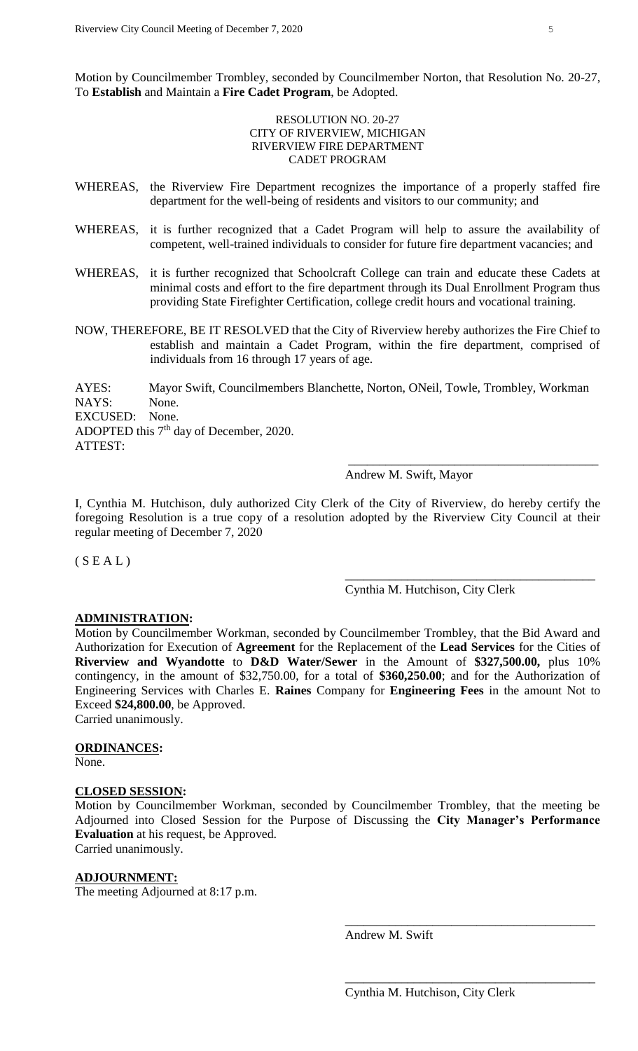Motion by Councilmember Trombley, seconded by Councilmember Norton, that Resolution No. 20-27, To **Establish** and Maintain a **Fire Cadet Program**, be Adopted.

RESOLUTION NO. 20-27
CITY OF RIVERVIEW, MICHIGAN
RIVERVIEW FIRE DEPARTMENT
CADET PROGRAM

WHEREAS, the Riverview Fire Department recognizes the importance of a properly staffed fire department for the well-being of residents and visitors to our community; and

WHEREAS, it is further recognized that a Cadet Program will help to assure the availability of competent, well-trained individuals to consider for future fire department vacancies; and

WHEREAS, it is further recognized that Schoolcraft College can train and educate these Cadets at minimal costs and effort to the fire department through its Dual Enrollment Program thus providing State Firefighter Certification, college credit hours and vocational training.

NOW, THEREFORE, BE IT RESOLVED that the City of Riverview hereby authorizes the Fire Chief to establish and maintain a Cadet Program, within the fire department, comprised of individuals from 16 through 17 years of age.

AYES: Mayor Swift, Councilmembers Blanchette, Norton, ONeil, Towle, Trombley, Workman
NAYS: None.
EXCUSED: None.
ADOPTED this 7th day of December, 2020.
ATTEST:

\_\_\_\_\_\_\_\_\_\_\_\_\_\_\_\_\_\_\_\_\_\_\_\_\_\_\_\_\_\_\_\_\_\_\_\_\_\_\_\_
Andrew M. Swift, Mayor

I, Cynthia M. Hutchison, duly authorized City Clerk of the City of Riverview, do hereby certify the foregoing Resolution is a true copy of a resolution adopted by the Riverview City Council at their regular meeting of December 7, 2020

( S E A L )

\_\_\_\_\_\_\_\_\_\_\_\_\_\_\_\_\_\_\_\_\_\_\_\_\_\_\_\_\_\_\_\_\_\_\_\_\_\_\_\_
Cynthia M. Hutchison, City Clerk

**ADMINISTRATION:**

Motion by Councilmember Workman, seconded by Councilmember Trombley, that the Bid Award and Authorization for Execution of **Agreement** for the Replacement of the **Lead Services** for the Cities of **Riverview and Wyandotte** to **D&D Water/Sewer** in the Amount of **$327,500.00,** plus 10% contingency, in the amount of $32,750.00, for a total of **$360,250.00**; and for the Authorization of Engineering Services with Charles E. **Raines** Company for **Engineering Fees** in the amount Not to Exceed **$24,800.00**, be Approved.
Carried unanimously.

**ORDINANCES:**

None.

**CLOSED SESSION:**

Motion by Councilmember Workman, seconded by Councilmember Trombley, that the meeting be Adjourned into Closed Session for the Purpose of Discussing the **City Manager's Performance Evaluation** at his request, be Approved.
Carried unanimously.

**ADJOURNMENT:**

The meeting Adjourned at 8:17 p.m.

\_\_\_\_\_\_\_\_\_\_\_\_\_\_\_\_\_\_\_\_\_\_\_\_\_\_\_\_\_\_\_\_\_\_\_\_\_\_\_\_
Andrew M. Swift

\_\_\_\_\_\_\_\_\_\_\_\_\_\_\_\_\_\_\_\_\_\_\_\_\_\_\_\_\_\_\_\_\_\_\_\_\_\_\_\_
Cynthia M. Hutchison, City Clerk